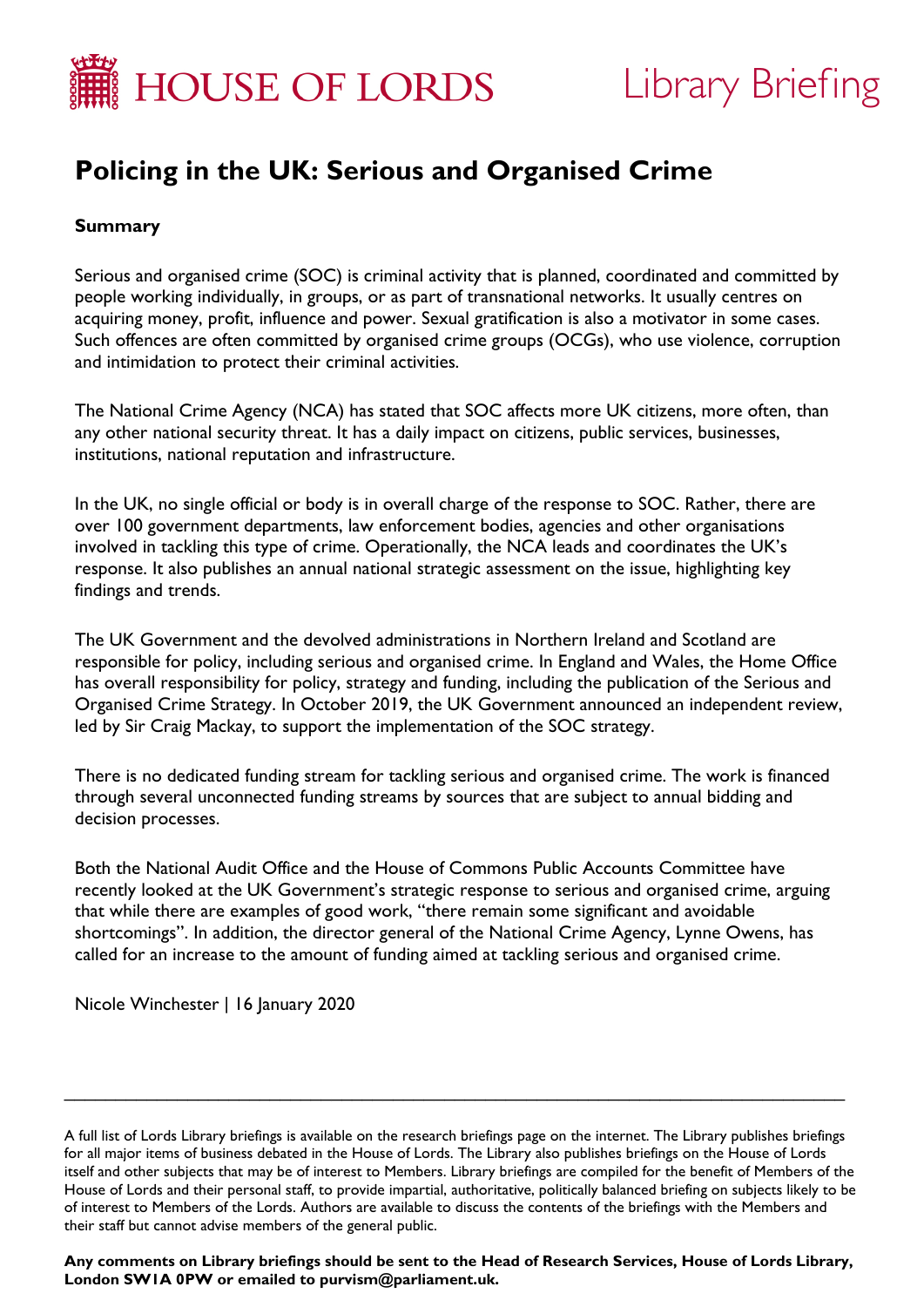HOUSE OF LORDS

Library Briefing

# Policing in the UK: Serious and Organised Crime

## Summary

Serious and organised crime (SOC) is criminal activity that is planned, coordinated and committed by people working individually, in groups, or as part of transnational networks. It usually centres on acquiring money, profit, influence and power. Sexual gratification is also a motivator in some cases. Such offences are often committed by organised crime groups (OCGs), who use violence, corruption and intimidation to protect their criminal activities.

The National Crime Agency (NCA) has stated that SOC affects more UK citizens, more often, than any other national security threat. It has a daily impact on citizens, public services, businesses, institutions, national reputation and infrastructure.

In the UK, no single official or body is in overall charge of the response to SOC. Rather, there are over 100 government departments, law enforcement bodies, agencies and other organisations involved in tackling this type of crime. Operationally, the NCA leads and coordinates the UK's response. It also publishes an annual national strategic assessment on the issue, highlighting key findings and trends.

The UK Government and the devolved administrations in Northern Ireland and Scotland are responsible for policy, including serious and organised crime. In England and Wales, the Home Office has overall responsibility for policy, strategy and funding, including the publication of the Serious and Organised Crime Strategy. In October 2019, the UK Government announced an independent review, led by Sir Craig Mackay, to support the implementation of the SOC strategy.

There is no dedicated funding stream for tackling serious and organised crime. The work is financed through several unconnected funding streams by sources that are subject to annual bidding and decision processes.

Both the National Audit Office and the House of Commons Public Accounts Committee have recently looked at the UK Government's strategic response to serious and organised crime, arguing that while there are examples of good work, "there remain some significant and avoidable shortcomings". In addition, the director general of the National Crime Agency, Lynne Owens, has called for an increase to the amount of funding aimed at tackling serious and organised crime.

Nicole Winchester | 16 January 2020

---

A full list of Lords Library briefings is available on the research briefings page on the internet. The Library publishes briefings for all major items of business debated in the House of Lords. The Library also publishes briefings on the House of Lords itself and other subjects that may be of interest to Members. Library briefings are compiled for the benefit of Members of the House of Lords and their personal staff, to provide impartial, authoritative, politically balanced briefing on subjects likely to be of interest to Members of the Lords. Authors are available to discuss the contents of the briefings with the Members and their staff but cannot advise members of the general public.

**Any comments on Library briefings should be sent to the Head of Research Services, House of Lords Library, London SW1A 0PW or emailed to purvism@parliament.uk.**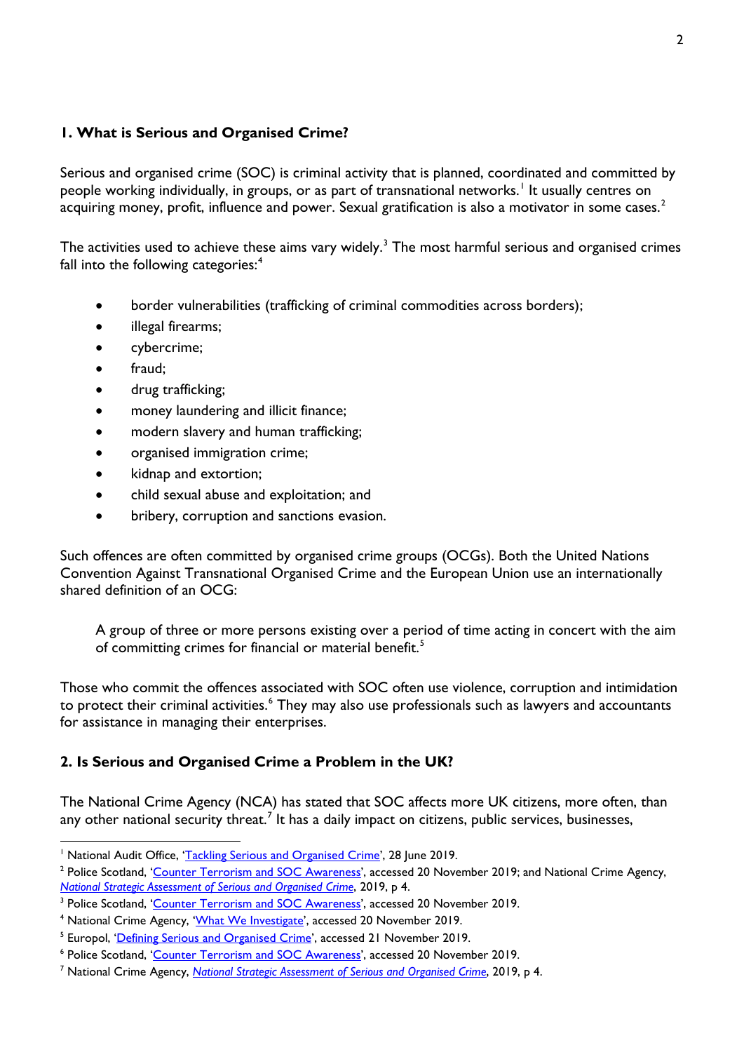## 1. What is Serious and Organised Crime?

Serious and organised crime (SOC) is criminal activity that is planned, coordinated and committed by people working individually, in groups, or as part of transnational networks.[1] It usually centres on acquiring money, profit, influence and power. Sexual gratification is also a motivator in some cases.[2]

The activities used to achieve these aims vary widely.[3] The most harmful serious and organised crimes fall into the following categories:[4]

- border vulnerabilities (trafficking of criminal commodities across borders);
- illegal firearms;
- cybercrime;
- fraud;
- drug trafficking;
- money laundering and illicit finance;
- modern slavery and human trafficking;
- organised immigration crime;
- kidnap and extortion;
- child sexual abuse and exploitation; and
- bribery, corruption and sanctions evasion.

Such offences are often committed by organised crime groups (OCGs). Both the United Nations Convention Against Transnational Organised Crime and the European Union use an internationally shared definition of an OCG:

> A group of three or more persons existing over a period of time acting in concert with the aim of committing crimes for financial or material benefit.[5]

Those who commit the offences associated with SOC often use violence, corruption and intimidation to protect their criminal activities.[6] They may also use professionals such as lawyers and accountants for assistance in managing their enterprises.

## 2. Is Serious and Organised Crime a Problem in the UK?

The National Crime Agency (NCA) has stated that SOC affects more UK citizens, more often, than any other national security threat.[7] It has a daily impact on citizens, public services, businesses,

---

[1] National Audit Office, 'Tackling Serious and Organised Crime', 28 June 2019.

[2] Police Scotland, 'Counter Terrorism and SOC Awareness', accessed 20 November 2019; and National Crime Agency, *National Strategic Assessment of Serious and Organised Crime*, 2019, p 4.

[3] Police Scotland, 'Counter Terrorism and SOC Awareness', accessed 20 November 2019.

[4] National Crime Agency, 'What We Investigate', accessed 20 November 2019.

[5] Europol, 'Defining Serious and Organised Crime', accessed 21 November 2019.

[6] Police Scotland, 'Counter Terrorism and SOC Awareness', accessed 20 November 2019.

[7] National Crime Agency, *National Strategic Assessment of Serious and Organised Crime*, 2019, p 4.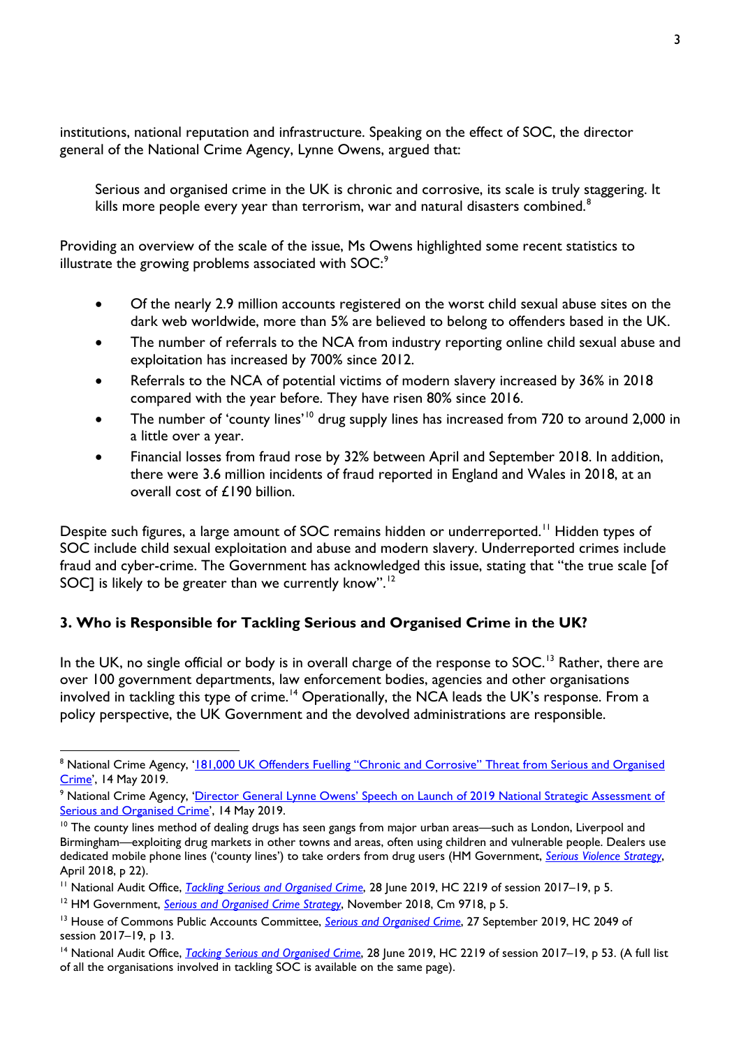institutions, national reputation and infrastructure. Speaking on the effect of SOC, the director general of the National Crime Agency, Lynne Owens, argued that:

> Serious and organised crime in the UK is chronic and corrosive, its scale is truly staggering. It kills more people every year than terrorism, war and natural disasters combined.[8]

Providing an overview of the scale of the issue, Ms Owens highlighted some recent statistics to illustrate the growing problems associated with SOC:[9]

- Of the nearly 2.9 million accounts registered on the worst child sexual abuse sites on the dark web worldwide, more than 5% are believed to belong to offenders based in the UK.
- The number of referrals to the NCA from industry reporting online child sexual abuse and exploitation has increased by 700% since 2012.
- Referrals to the NCA of potential victims of modern slavery increased by 36% in 2018 compared with the year before. They have risen 80% since 2016.
- The number of 'county lines'[10] drug supply lines has increased from 720 to around 2,000 in a little over a year.
- Financial losses from fraud rose by 32% between April and September 2018. In addition, there were 3.6 million incidents of fraud reported in England and Wales in 2018, at an overall cost of £190 billion.

Despite such figures, a large amount of SOC remains hidden or underreported.[11] Hidden types of SOC include child sexual exploitation and abuse and modern slavery. Underreported crimes include fraud and cyber-crime. The Government has acknowledged this issue, stating that "the true scale [of SOC] is likely to be greater than we currently know".[12]

## 3. Who is Responsible for Tackling Serious and Organised Crime in the UK?

In the UK, no single official or body is in overall charge of the response to SOC.[13] Rather, there are over 100 government departments, law enforcement bodies, agencies and other organisations involved in tackling this type of crime.[14] Operationally, the NCA leads the UK's response. From a policy perspective, the UK Government and the devolved administrations are responsible.

---

[8] National Crime Agency, '181,000 UK Offenders Fuelling "Chronic and Corrosive" Threat from Serious and Organised Crime', 14 May 2019.

[9] National Crime Agency, 'Director General Lynne Owens' Speech on Launch of 2019 National Strategic Assessment of Serious and Organised Crime', 14 May 2019.

[10] The county lines method of dealing drugs has seen gangs from major urban areas—such as London, Liverpool and Birmingham—exploiting drug markets in other towns and areas, often using children and vulnerable people. Dealers use dedicated mobile phone lines ('county lines') to take orders from drug users (HM Government, *Serious Violence Strategy*, April 2018, p 22).

[11] National Audit Office, *Tackling Serious and Organised Crime*, 28 June 2019, HC 2219 of session 2017–19, p 5.

[12] HM Government, *Serious and Organised Crime Strategy*, November 2018, Cm 9718, p 5.

[13] House of Commons Public Accounts Committee, *Serious and Organised Crime*, 27 September 2019, HC 2049 of session 2017–19, p 13.

[14] National Audit Office, *Tacking Serious and Organised Crime*, 28 June 2019, HC 2219 of session 2017–19, p 53. (A full list of all the organisations involved in tackling SOC is available on the same page).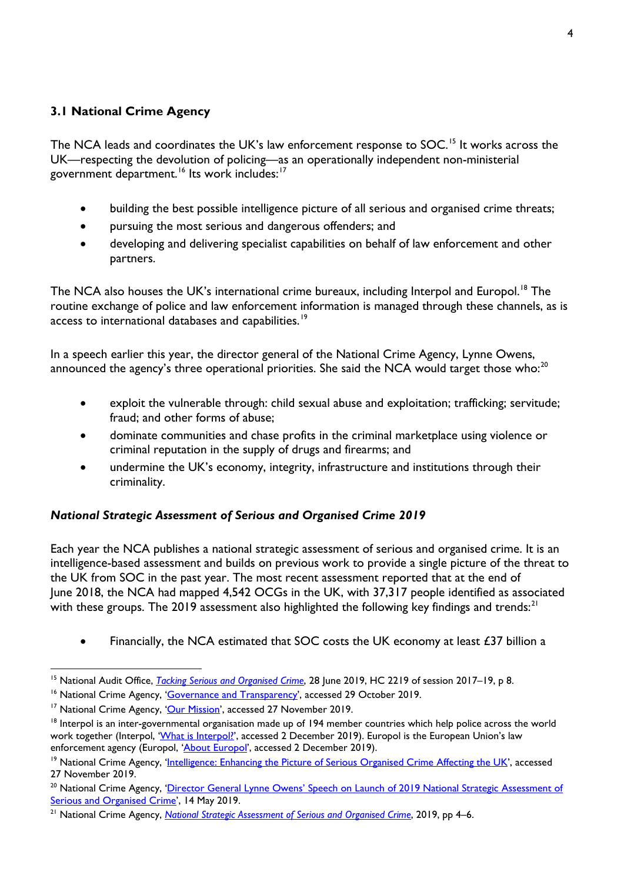### 3.1 National Crime Agency

The NCA leads and coordinates the UK's law enforcement response to SOC.[15] It works across the UK—respecting the devolution of policing—as an operationally independent non-ministerial government department.[16] Its work includes:[17]

- building the best possible intelligence picture of all serious and organised crime threats;
- pursuing the most serious and dangerous offenders; and
- developing and delivering specialist capabilities on behalf of law enforcement and other partners.

The NCA also houses the UK's international crime bureaux, including Interpol and Europol.[18] The routine exchange of police and law enforcement information is managed through these channels, as is access to international databases and capabilities.[19]

In a speech earlier this year, the director general of the National Crime Agency, Lynne Owens, announced the agency's three operational priorities. She said the NCA would target those who:[20]

- exploit the vulnerable through: child sexual abuse and exploitation; trafficking; servitude; fraud; and other forms of abuse;
- dominate communities and chase profits in the criminal marketplace using violence or criminal reputation in the supply of drugs and firearms; and
- undermine the UK's economy, integrity, infrastructure and institutions through their criminality.

#### *National Strategic Assessment of Serious and Organised Crime 2019*

Each year the NCA publishes a national strategic assessment of serious and organised crime. It is an intelligence-based assessment and builds on previous work to provide a single picture of the threat to the UK from SOC in the past year. The most recent assessment reported that at the end of June 2018, the NCA had mapped 4,542 OCGs in the UK, with 37,317 people identified as associated with these groups. The 2019 assessment also highlighted the following key findings and trends:[21]

- Financially, the NCA estimated that SOC costs the UK economy at least £37 billion a

---

[15] National Audit Office, *Tacking Serious and Organised Crime*, 28 June 2019, HC 2219 of session 2017–19, p 8.

[16] National Crime Agency, 'Governance and Transparency', accessed 29 October 2019.

[17] National Crime Agency, 'Our Mission', accessed 27 November 2019.

[18] Interpol is an inter-governmental organisation made up of 194 member countries which help police across the world work together (Interpol, 'What is Interpol?', accessed 2 December 2019). Europol is the European Union's law enforcement agency (Europol, 'About Europol', accessed 2 December 2019).

[19] National Crime Agency, 'Intelligence: Enhancing the Picture of Serious Organised Crime Affecting the UK', accessed 27 November 2019.

[20] National Crime Agency, 'Director General Lynne Owens' Speech on Launch of 2019 National Strategic Assessment of Serious and Organised Crime', 14 May 2019.

[21] National Crime Agency, *National Strategic Assessment of Serious and Organised Crime*, 2019, pp 4–6.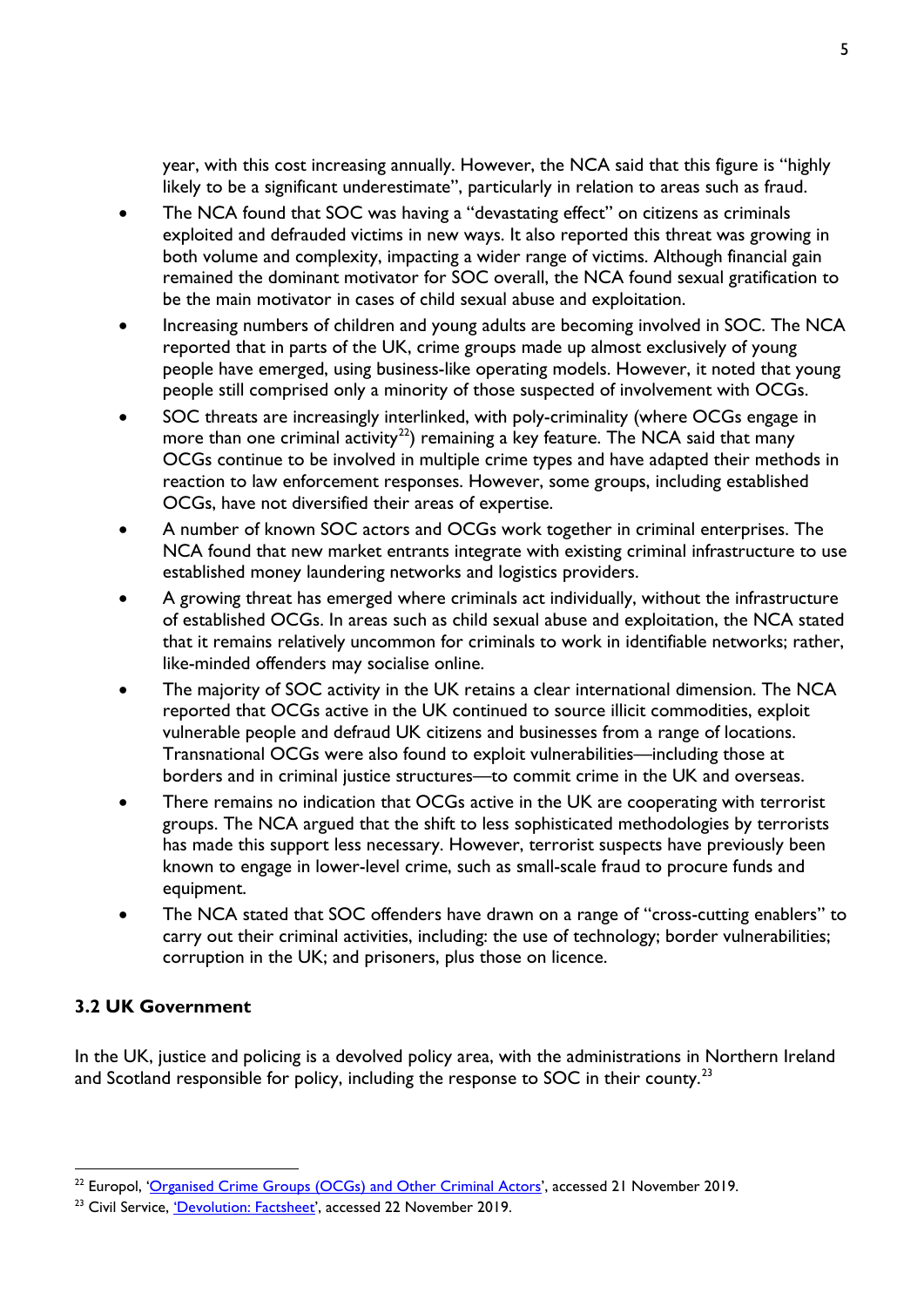year, with this cost increasing annually. However, the NCA said that this figure is "highly likely to be a significant underestimate", particularly in relation to areas such as fraud.

- The NCA found that SOC was having a "devastating effect" on citizens as criminals exploited and defrauded victims in new ways. It also reported this threat was growing in both volume and complexity, impacting a wider range of victims. Although financial gain remained the dominant motivator for SOC overall, the NCA found sexual gratification to be the main motivator in cases of child sexual abuse and exploitation.
- Increasing numbers of children and young adults are becoming involved in SOC. The NCA reported that in parts of the UK, crime groups made up almost exclusively of young people have emerged, using business-like operating models. However, it noted that young people still comprised only a minority of those suspected of involvement with OCGs.
- SOC threats are increasingly interlinked, with poly-criminality (where OCGs engage in more than one criminal activity[22]) remaining a key feature. The NCA said that many OCGs continue to be involved in multiple crime types and have adapted their methods in reaction to law enforcement responses. However, some groups, including established OCGs, have not diversified their areas of expertise.
- A number of known SOC actors and OCGs work together in criminal enterprises. The NCA found that new market entrants integrate with existing criminal infrastructure to use established money laundering networks and logistics providers.
- A growing threat has emerged where criminals act individually, without the infrastructure of established OCGs. In areas such as child sexual abuse and exploitation, the NCA stated that it remains relatively uncommon for criminals to work in identifiable networks; rather, like-minded offenders may socialise online.
- The majority of SOC activity in the UK retains a clear international dimension. The NCA reported that OCGs active in the UK continued to source illicit commodities, exploit vulnerable people and defraud UK citizens and businesses from a range of locations. Transnational OCGs were also found to exploit vulnerabilities—including those at borders and in criminal justice structures—to commit crime in the UK and overseas.
- There remains no indication that OCGs active in the UK are cooperating with terrorist groups. The NCA argued that the shift to less sophisticated methodologies by terrorists has made this support less necessary. However, terrorist suspects have previously been known to engage in lower-level crime, such as small-scale fraud to procure funds and equipment.
- The NCA stated that SOC offenders have drawn on a range of "cross-cutting enablers" to carry out their criminal activities, including: the use of technology; border vulnerabilities; corruption in the UK; and prisoners, plus those on licence.

### 3.2 UK Government

In the UK, justice and policing is a devolved policy area, with the administrations in Northern Ireland and Scotland responsible for policy, including the response to SOC in their county.[23]

---

[22] Europol, 'Organised Crime Groups (OCGs) and Other Criminal Actors', accessed 21 November 2019.

[23] Civil Service, 'Devolution: Factsheet', accessed 22 November 2019.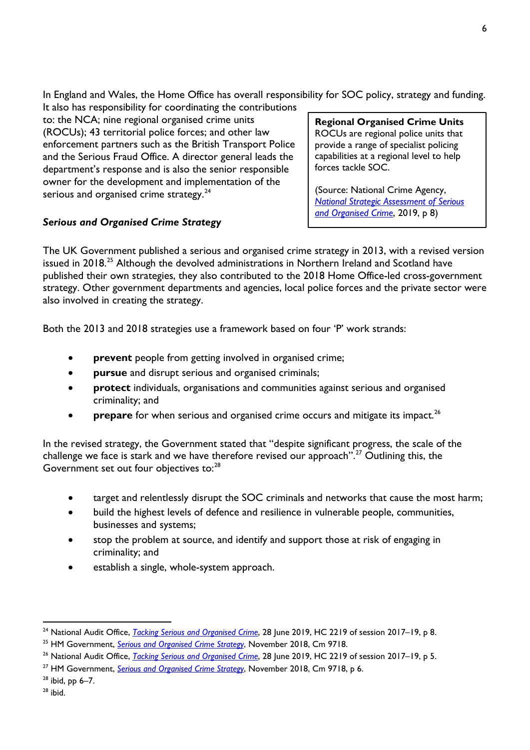In England and Wales, the Home Office has overall responsibility for SOC policy, strategy and funding. It also has responsibility for coordinating the contributions to: the NCA; nine regional organised crime units (ROCUs); 43 territorial police forces; and other law enforcement partners such as the British Transport Police and the Serious Fraud Office. A director general leads the department's response and is also the senior responsible owner for the development and implementation of the serious and organised crime strategy.[24]

> **Regional Organised Crime Units**
> ROCUs are regional police units that provide a range of specialist policing capabilities at a regional level to help forces tackle SOC.
>
> (Source: National Crime Agency, *National Strategic Assessment of Serious and Organised Crime*, 2019, p 8)

### *Serious and Organised Crime Strategy*

The UK Government published a serious and organised crime strategy in 2013, with a revised version issued in 2018.[25] Although the devolved administrations in Northern Ireland and Scotland have published their own strategies, they also contributed to the 2018 Home Office-led cross-government strategy. Other government departments and agencies, local police forces and the private sector were also involved in creating the strategy.

Both the 2013 and 2018 strategies use a framework based on four 'P' work strands:

- **prevent** people from getting involved in organised crime;
- **pursue** and disrupt serious and organised criminals;
- **protect** individuals, organisations and communities against serious and organised criminality; and
- **prepare** for when serious and organised crime occurs and mitigate its impact.[26]

In the revised strategy, the Government stated that "despite significant progress, the scale of the challenge we face is stark and we have therefore revised our approach".[27] Outlining this, the Government set out four objectives to:[28]

- target and relentlessly disrupt the SOC criminals and networks that cause the most harm;
- build the highest levels of defence and resilience in vulnerable people, communities, businesses and systems;
- stop the problem at source, and identify and support those at risk of engaging in criminality; and
- establish a single, whole-system approach.

---

[24] National Audit Office, *Tacking Serious and Organised Crime*, 28 June 2019, HC 2219 of session 2017–19, p 8.
[25] HM Government, *Serious and Organised Crime Strategy*, November 2018, Cm 9718.
[26] National Audit Office, *Tacking Serious and Organised Crime*, 28 June 2019, HC 2219 of session 2017–19, p 5.
[27] HM Government, *Serious and Organised Crime Strategy*, November 2018, Cm 9718, p 6.
[28] ibid, pp 6–7.
[28] ibid.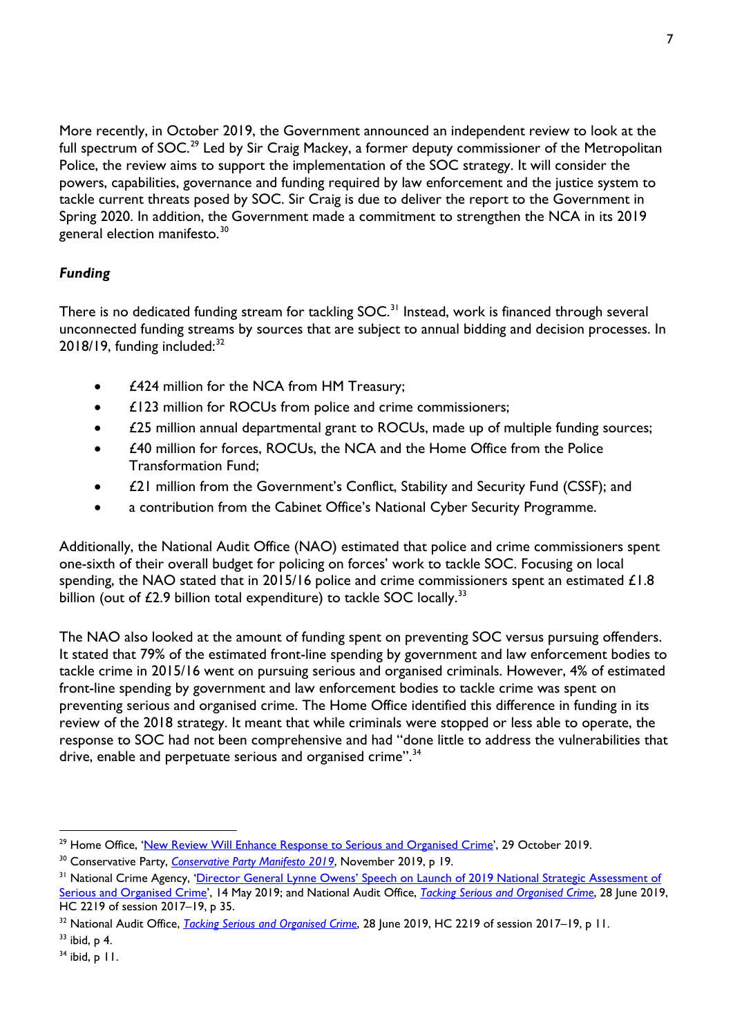More recently, in October 2019, the Government announced an independent review to look at the full spectrum of SOC.[29] Led by Sir Craig Mackey, a former deputy commissioner of the Metropolitan Police, the review aims to support the implementation of the SOC strategy. It will consider the powers, capabilities, governance and funding required by law enforcement and the justice system to tackle current threats posed by SOC. Sir Craig is due to deliver the report to the Government in Spring 2020. In addition, the Government made a commitment to strengthen the NCA in its 2019 general election manifesto.[30]

### *Funding*

There is no dedicated funding stream for tackling SOC.[31] Instead, work is financed through several unconnected funding streams by sources that are subject to annual bidding and decision processes. In 2018/19, funding included:[32]

- £424 million for the NCA from HM Treasury;
- £123 million for ROCUs from police and crime commissioners;
- £25 million annual departmental grant to ROCUs, made up of multiple funding sources;
- £40 million for forces, ROCUs, the NCA and the Home Office from the Police Transformation Fund;
- £21 million from the Government's Conflict, Stability and Security Fund (CSSF); and
- a contribution from the Cabinet Office's National Cyber Security Programme.

Additionally, the National Audit Office (NAO) estimated that police and crime commissioners spent one-sixth of their overall budget for policing on forces' work to tackle SOC. Focusing on local spending, the NAO stated that in 2015/16 police and crime commissioners spent an estimated £1.8 billion (out of £2.9 billion total expenditure) to tackle SOC locally.[33]

The NAO also looked at the amount of funding spent on preventing SOC versus pursuing offenders. It stated that 79% of the estimated front-line spending by government and law enforcement bodies to tackle crime in 2015/16 went on pursuing serious and organised criminals. However, 4% of estimated front-line spending by government and law enforcement bodies to tackle crime was spent on preventing serious and organised crime. The Home Office identified this difference in funding in its review of the 2018 strategy. It meant that while criminals were stopped or less able to operate, the response to SOC had not been comprehensive and had "done little to address the vulnerabilities that drive, enable and perpetuate serious and organised crime".[34]

---

[29] Home Office, 'New Review Will Enhance Response to Serious and Organised Crime', 29 October 2019.

[30] Conservative Party, *Conservative Party Manifesto 2019*, November 2019, p 19.

[31] National Crime Agency, 'Director General Lynne Owens' Speech on Launch of 2019 National Strategic Assessment of Serious and Organised Crime', 14 May 2019; and National Audit Office, *Tacking Serious and Organised Crime*, 28 June 2019, HC 2219 of session 2017–19, p 35.

[32] National Audit Office, *Tacking Serious and Organised Crime*, 28 June 2019, HC 2219 of session 2017–19, p 11.

[33] ibid, p 4.

[34] ibid, p 11.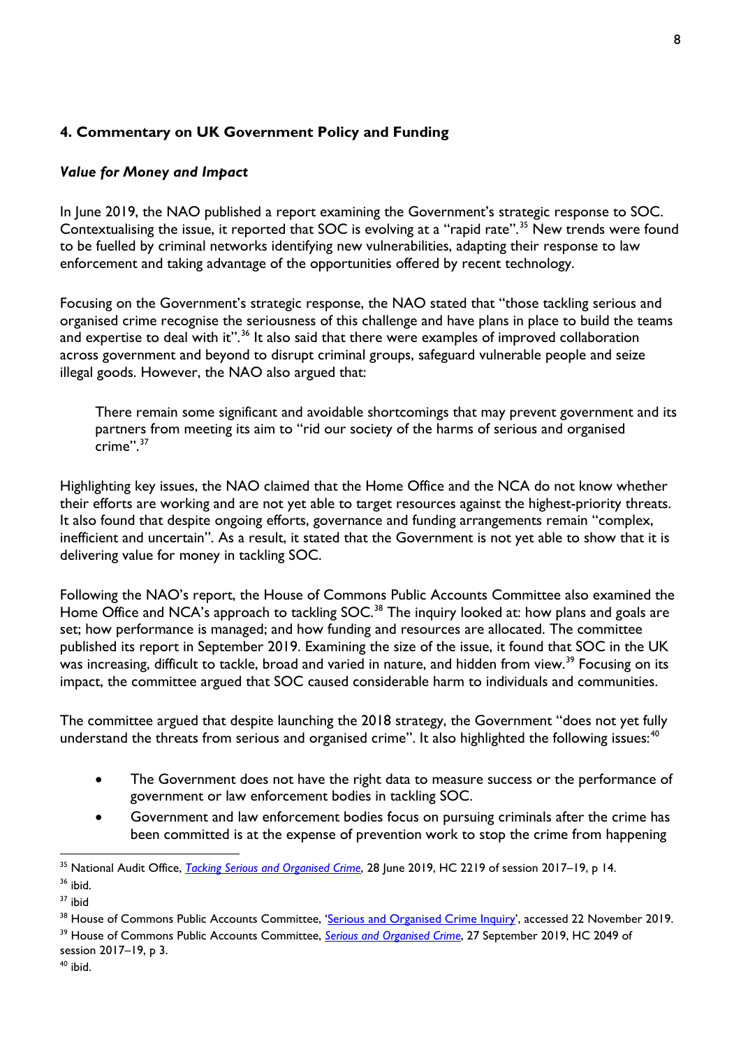## 4. Commentary on UK Government Policy and Funding

### *Value for Money and Impact*

In June 2019, the NAO published a report examining the Government's strategic response to SOC. Contextualising the issue, it reported that SOC is evolving at a "rapid rate".[35] New trends were found to be fuelled by criminal networks identifying new vulnerabilities, adapting their response to law enforcement and taking advantage of the opportunities offered by recent technology.

Focusing on the Government's strategic response, the NAO stated that "those tackling serious and organised crime recognise the seriousness of this challenge and have plans in place to build the teams and expertise to deal with it".[36] It also said that there were examples of improved collaboration across government and beyond to disrupt criminal groups, safeguard vulnerable people and seize illegal goods. However, the NAO also argued that:

> There remain some significant and avoidable shortcomings that may prevent government and its partners from meeting its aim to "rid our society of the harms of serious and organised crime".[37]

Highlighting key issues, the NAO claimed that the Home Office and the NCA do not know whether their efforts are working and are not yet able to target resources against the highest-priority threats. It also found that despite ongoing efforts, governance and funding arrangements remain "complex, inefficient and uncertain". As a result, it stated that the Government is not yet able to show that it is delivering value for money in tackling SOC.

Following the NAO's report, the House of Commons Public Accounts Committee also examined the Home Office and NCA's approach to tackling SOC.[38] The inquiry looked at: how plans and goals are set; how performance is managed; and how funding and resources are allocated. The committee published its report in September 2019. Examining the size of the issue, it found that SOC in the UK was increasing, difficult to tackle, broad and varied in nature, and hidden from view.[39] Focusing on its impact, the committee argued that SOC caused considerable harm to individuals and communities.

The committee argued that despite launching the 2018 strategy, the Government "does not yet fully understand the threats from serious and organised crime". It also highlighted the following issues:[40]

- The Government does not have the right data to measure success or the performance of government or law enforcement bodies in tackling SOC.
- Government and law enforcement bodies focus on pursuing criminals after the crime has been committed is at the expense of prevention work to stop the crime from happening

---

[35] National Audit Office, *Tacking Serious and Organised Crime*, 28 June 2019, HC 2219 of session 2017–19, p 14.

[36] ibid.

[37] ibid

[38] House of Commons Public Accounts Committee, 'Serious and Organised Crime Inquiry', accessed 22 November 2019.

[39] House of Commons Public Accounts Committee, *Serious and Organised Crime*, 27 September 2019, HC 2049 of session 2017–19, p 3.

[40] ibid.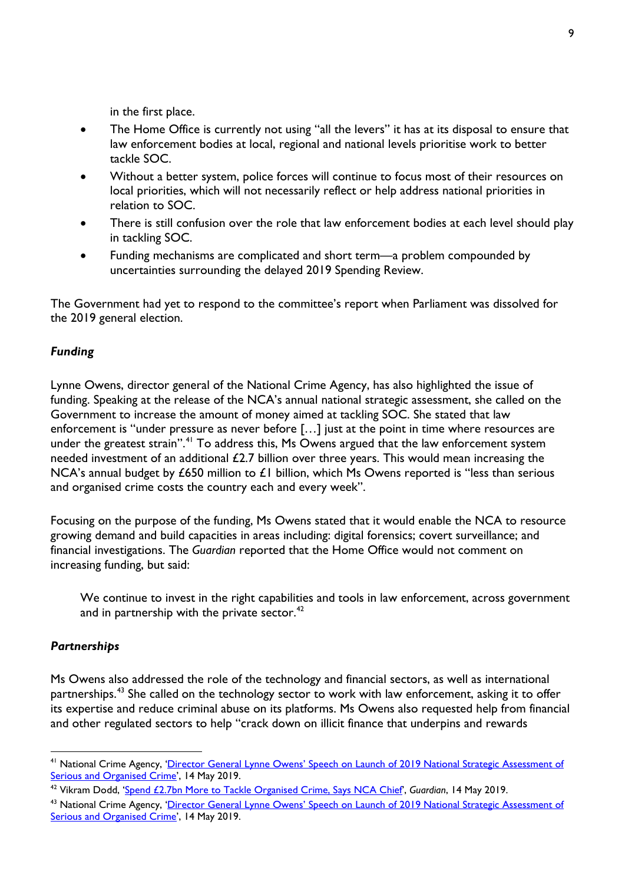in the first place.

- The Home Office is currently not using “all the levers” it has at its disposal to ensure that law enforcement bodies at local, regional and national levels prioritise work to better tackle SOC.
- Without a better system, police forces will continue to focus most of their resources on local priorities, which will not necessarily reflect or help address national priorities in relation to SOC.
- There is still confusion over the role that law enforcement bodies at each level should play in tackling SOC.
- Funding mechanisms are complicated and short term—a problem compounded by uncertainties surrounding the delayed 2019 Spending Review.

The Government had yet to respond to the committee’s report when Parliament was dissolved for the 2019 general election.

### *Funding*

Lynne Owens, director general of the National Crime Agency, has also highlighted the issue of funding. Speaking at the release of the NCA’s annual national strategic assessment, she called on the Government to increase the amount of money aimed at tackling SOC. She stated that law enforcement is “under pressure as never before […] just at the point in time where resources are under the greatest strain”.[41] To address this, Ms Owens argued that the law enforcement system needed investment of an additional £2.7 billion over three years. This would mean increasing the NCA’s annual budget by £650 million to £1 billion, which Ms Owens reported is “less than serious and organised crime costs the country each and every week”.

Focusing on the purpose of the funding, Ms Owens stated that it would enable the NCA to resource growing demand and build capacities in areas including: digital forensics; covert surveillance; and financial investigations. The *Guardian* reported that the Home Office would not comment on increasing funding, but said:

> We continue to invest in the right capabilities and tools in law enforcement, across government and in partnership with the private sector.[42]

### *Partnerships*

Ms Owens also addressed the role of the technology and financial sectors, as well as international partnerships.[43] She called on the technology sector to work with law enforcement, asking it to offer its expertise and reduce criminal abuse on its platforms. Ms Owens also requested help from financial and other regulated sectors to help “crack down on illicit finance that underpins and rewards

---

[41] National Crime Agency, ‘Director General Lynne Owens’ Speech on Launch of 2019 National Strategic Assessment of Serious and Organised Crime’, 14 May 2019.

[42] Vikram Dodd, ‘Spend £2.7bn More to Tackle Organised Crime, Says NCA Chief’, *Guardian*, 14 May 2019.

[43] National Crime Agency, ‘Director General Lynne Owens’ Speech on Launch of 2019 National Strategic Assessment of Serious and Organised Crime’, 14 May 2019.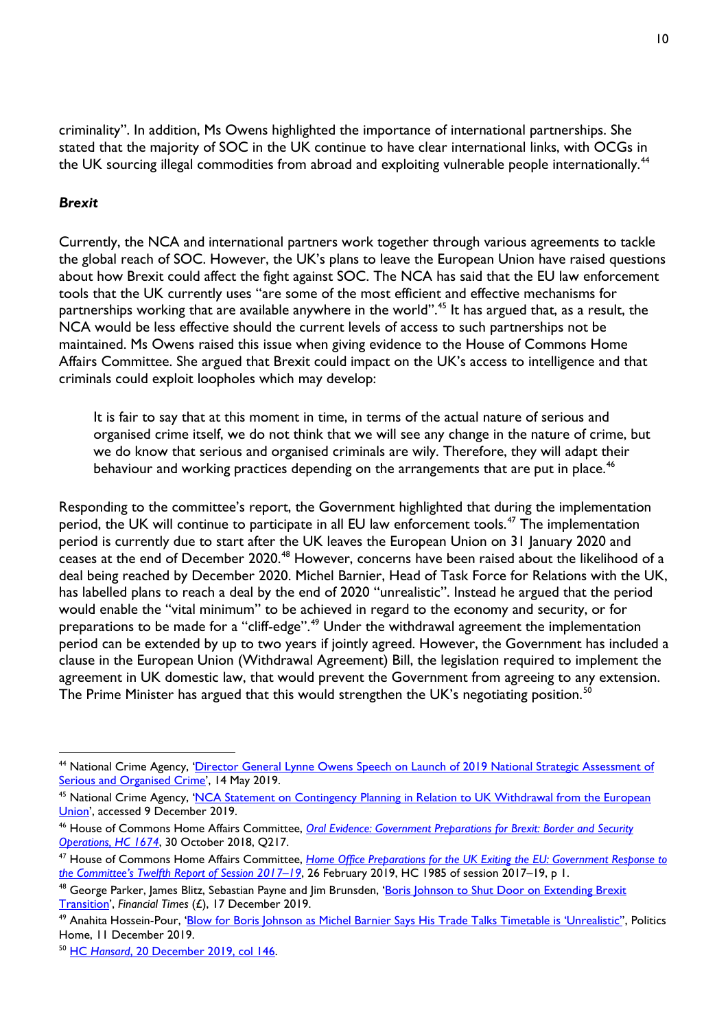criminality". In addition, Ms Owens highlighted the importance of international partnerships. She stated that the majority of SOC in the UK continue to have clear international links, with OCGs in the UK sourcing illegal commodities from abroad and exploiting vulnerable people internationally.[44]

### *Brexit*

Currently, the NCA and international partners work together through various agreements to tackle the global reach of SOC. However, the UK's plans to leave the European Union have raised questions about how Brexit could affect the fight against SOC. The NCA has said that the EU law enforcement tools that the UK currently uses "are some of the most efficient and effective mechanisms for partnerships working that are available anywhere in the world".[45] It has argued that, as a result, the NCA would be less effective should the current levels of access to such partnerships not be maintained. Ms Owens raised this issue when giving evidence to the House of Commons Home Affairs Committee. She argued that Brexit could impact on the UK's access to intelligence and that criminals could exploit loopholes which may develop:

> It is fair to say that at this moment in time, in terms of the actual nature of serious and organised crime itself, we do not think that we will see any change in the nature of crime, but we do know that serious and organised criminals are wily. Therefore, they will adapt their behaviour and working practices depending on the arrangements that are put in place.[46]

Responding to the committee's report, the Government highlighted that during the implementation period, the UK will continue to participate in all EU law enforcement tools.[47] The implementation period is currently due to start after the UK leaves the European Union on 31 January 2020 and ceases at the end of December 2020.[48] However, concerns have been raised about the likelihood of a deal being reached by December 2020. Michel Barnier, Head of Task Force for Relations with the UK, has labelled plans to reach a deal by the end of 2020 "unrealistic". Instead he argued that the period would enable the "vital minimum" to be achieved in regard to the economy and security, or for preparations to be made for a "cliff-edge".[49] Under the withdrawal agreement the implementation period can be extended by up to two years if jointly agreed. However, the Government has included a clause in the European Union (Withdrawal Agreement) Bill, the legislation required to implement the agreement in UK domestic law, that would prevent the Government from agreeing to any extension. The Prime Minister has argued that this would strengthen the UK's negotiating position.[50]

---

[44] National Crime Agency, 'Director General Lynne Owens Speech on Launch of 2019 National Strategic Assessment of Serious and Organised Crime', 14 May 2019.

[45] National Crime Agency, 'NCA Statement on Contingency Planning in Relation to UK Withdrawal from the European Union', accessed 9 December 2019.

[46] House of Commons Home Affairs Committee, *Oral Evidence: Government Preparations for Brexit: Border and Security Operations, HC 1674*, 30 October 2018, Q217.

[47] House of Commons Home Affairs Committee, *Home Office Preparations for the UK Exiting the EU: Government Response to the Committee's Twelfth Report of Session 2017–19*, 26 February 2019, HC 1985 of session 2017–19, p 1.

[48] George Parker, James Blitz, Sebastian Payne and Jim Brunsden, 'Boris Johnson to Shut Door on Extending Brexit Transition', *Financial Times* (£), 17 December 2019.

[49] Anahita Hossein-Pour, 'Blow for Boris Johnson as Michel Barnier Says His Trade Talks Timetable is 'Unrealistic'', Politics Home, 11 December 2019.

[50] HC *Hansard*, 20 December 2019, col 146.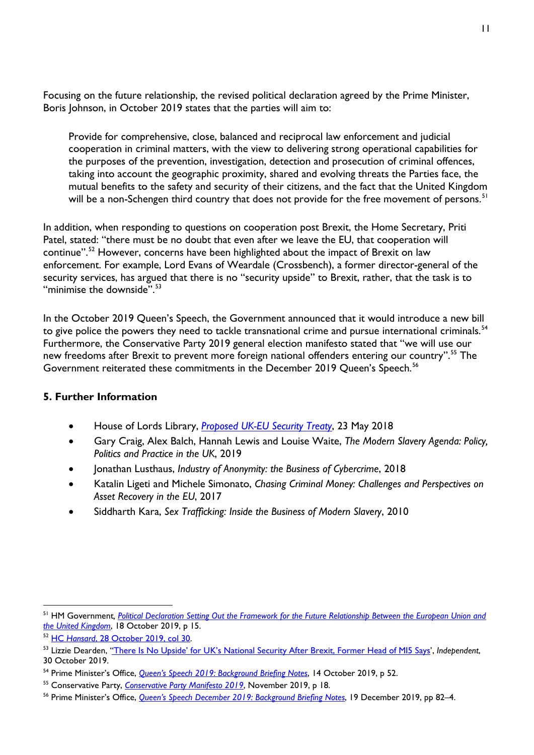Focusing on the future relationship, the revised political declaration agreed by the Prime Minister, Boris Johnson, in October 2019 states that the parties will aim to:

> Provide for comprehensive, close, balanced and reciprocal law enforcement and judicial cooperation in criminal matters, with the view to delivering strong operational capabilities for the purposes of the prevention, investigation, detection and prosecution of criminal offences, taking into account the geographic proximity, shared and evolving threats the Parties face, the mutual benefits to the safety and security of their citizens, and the fact that the United Kingdom will be a non-Schengen third country that does not provide for the free movement of persons.[51]

In addition, when responding to questions on cooperation post Brexit, the Home Secretary, Priti Patel, stated: "there must be no doubt that even after we leave the EU, that cooperation will continue".[52] However, concerns have been highlighted about the impact of Brexit on law enforcement. For example, Lord Evans of Weardale (Crossbench), a former director-general of the security services, has argued that there is no "security upside" to Brexit, rather, that the task is to "minimise the downside".[53]

In the October 2019 Queen's Speech, the Government announced that it would introduce a new bill to give police the powers they need to tackle transnational crime and pursue international criminals.[54] Furthermore, the Conservative Party 2019 general election manifesto stated that "we will use our new freedoms after Brexit to prevent more foreign national offenders entering our country".[55] The Government reiterated these commitments in the December 2019 Queen's Speech.[56]

## 5. Further Information

- House of Lords Library, *Proposed UK-EU Security Treaty*, 23 May 2018
- Gary Craig, Alex Balch, Hannah Lewis and Louise Waite, *The Modern Slavery Agenda: Policy, Politics and Practice in the UK*, 2019
- Jonathan Lusthaus, *Industry of Anonymity: the Business of Cybercrime*, 2018
- Katalin Ligeti and Michele Simonato, *Chasing Criminal Money: Challenges and Perspectives on Asset Recovery in the EU*, 2017
- Siddharth Kara, *Sex Trafficking: Inside the Business of Modern Slavery*, 2010

---

[51] HM Government, *Political Declaration Setting Out the Framework for the Future Relationship Between the European Union and the United Kingdom*, 18 October 2019, p 15.

[52] *HC Hansard*, 28 October 2019, col 30.

[53] Lizzie Dearden, 'There Is No Upside' for UK's National Security After Brexit, Former Head of MI5 Says', *Independent*, 30 October 2019.

[54] Prime Minister's Office, *Queen's Speech 2019: Background Briefing Notes*, 14 October 2019, p 52.

[55] Conservative Party, *Conservative Party Manifesto 2019*, November 2019, p 18.

[56] Prime Minister's Office, *Queen's Speech December 2019: Background Briefing Notes*, 19 December 2019, pp 82–4.